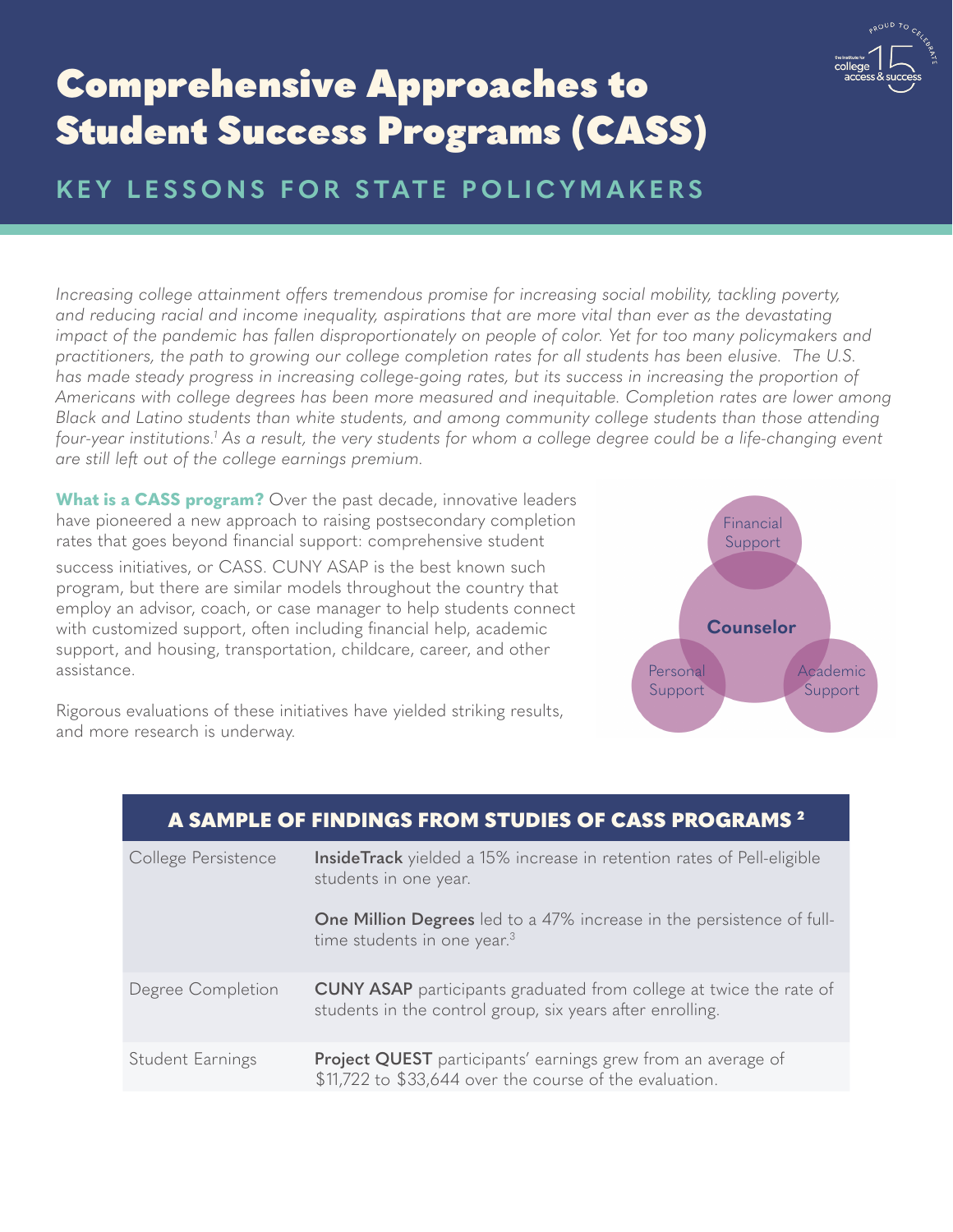# Comprehensive Approaches to Student Success Programs (CASS)

## KEY LESSONS FOR STATE POLICYMAKERS

*Increasing college attainment offers tremendous promise for increasing social mobility, tackling poverty, and reducing racial and income inequality, aspirations that are more vital than ever as the devastating impact of the pandemic has fallen disproportionately on people of color. Yet for too many policymakers and practitioners, the path to growing our college completion rates for all students has been elusive. The U.S. has made steady progress in increasing college-going rates, but its success in increasing the proportion of Americans with college degrees has been more measured and inequitable. Completion rates are lower among Black and Latino students than white students, and among community college students than those attending four-year institutions.[1] As a result, the very students for whom a college degree could be a life-changing event are still left out of the college earnings premium.*

**What is a CASS program?** Over the past decade, innovative leaders have pioneered a new approach to raising postsecondary completion rates that goes beyond financial support: comprehensive student success initiatives, or CASS. CUNY ASAP is the best known such program, but there are similar models throughout the country that employ an advisor, coach, or case manager to help students connect with customized support, often including financial help, academic support, and housing, transportation, childcare, career, and other assistance.

Financial Support
**Counselor**
Personal Support
Academic Support

Rigorous evaluations of these initiatives have yielded striking results, and more research is underway.

| A SAMPLE OF FINDINGS FROM STUDIES OF CASS PROGRAMS [2] | |
|---|---|
| College Persistence | **InsideTrack** yielded a 15% increase in retention rates of Pell-eligible students in one year. |
| | **One Million Degrees** led to a 47% increase in the persistence of full-time students in one year.[3] |
| Degree Completion | **CUNY ASAP** participants graduated from college at twice the rate of students in the control group, six years after enrolling. |
| Student Earnings | **Project QUEST** participants' earnings grew from an average of $11,722 to $33,644 over the course of the evaluation. |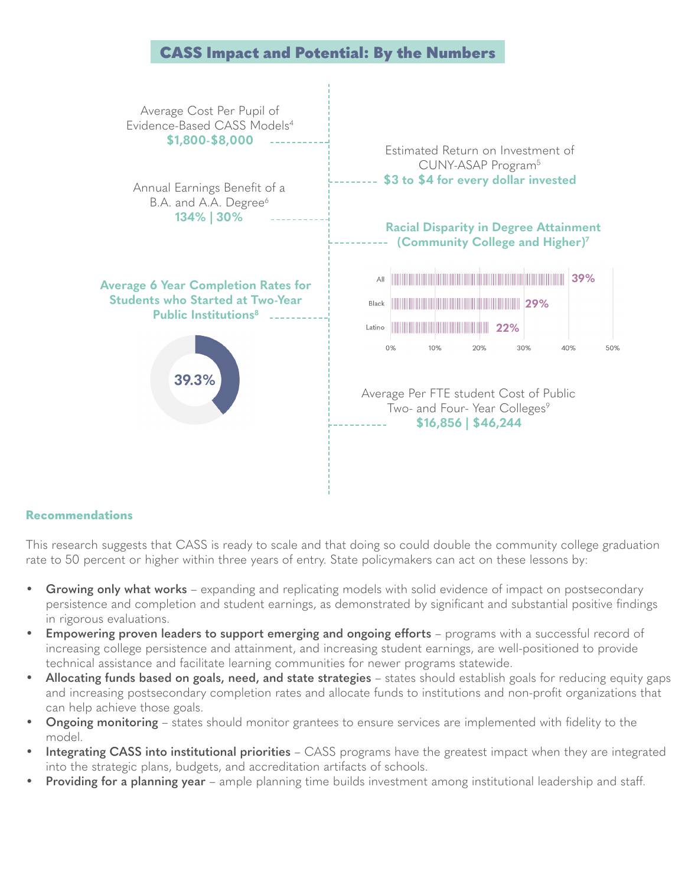## CASS Impact and Potential: By the Numbers

Average Cost Per Pupil of Evidence-Based CASS Models[4]
**$1,800-$8,000**

Estimated Return on Investment of CUNY-ASAP Program[5]
**$3 to $4 for every dollar invested**

Annual Earnings Benefit of a B.A. and A.A. Degree[6]
**134% | 30%**

**Racial Disparity in Degree Attainment (Community College and Higher)[7]**

| Group | Degree Attainment |
|---|---|
| All | 39% |
| Black | 29% |
| Latino | 22% |

**Average 6 Year Completion Rates for Students who Started at Two-Year Public Institutions[8]**

39.3%

Average Per FTE student Cost of Public Two- and Four- Year Colleges[9]
**$16,856 | $46,244**

### Recommendations

This research suggests that CASS is ready to scale and that doing so could double the community college graduation rate to 50 percent or higher within three years of entry. State policymakers can act on these lessons by:

- **Growing only what works** – expanding and replicating models with solid evidence of impact on postsecondary persistence and completion and student earnings, as demonstrated by significant and substantial positive findings in rigorous evaluations.
- **Empowering proven leaders to support emerging and ongoing efforts** – programs with a successful record of increasing college persistence and attainment, and increasing student earnings, are well-positioned to provide technical assistance and facilitate learning communities for newer programs statewide.
- **Allocating funds based on goals, need, and state strategies** – states should establish goals for reducing equity gaps and increasing postsecondary completion rates and allocate funds to institutions and non-profit organizations that can help achieve those goals.
- **Ongoing monitoring** – states should monitor grantees to ensure services are implemented with fidelity to the model.
- **Integrating CASS into institutional priorities** – CASS programs have the greatest impact when they are integrated into the strategic plans, budgets, and accreditation artifacts of schools.
- **Providing for a planning year** – ample planning time builds investment among institutional leadership and staff.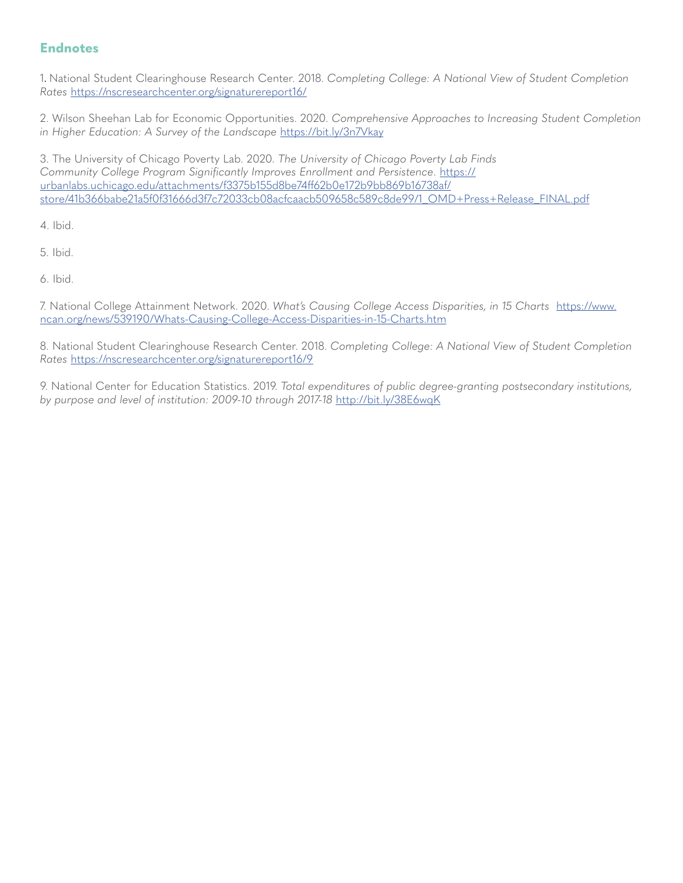## Endnotes

1. National Student Clearinghouse Research Center. 2018. *Completing College: A National View of Student Completion Rates* https://nscresearchcenter.org/signaturereport16/

2. Wilson Sheehan Lab for Economic Opportunities. 2020. *Comprehensive Approaches to Increasing Student Completion in Higher Education: A Survey of the Landscape* https://bit.ly/3n7Vkay

3. The University of Chicago Poverty Lab. 2020. *The University of Chicago Poverty Lab Finds Community College Program Significantly Improves Enrollment and Persistence*. https://urbanlabs.uchicago.edu/attachments/f3375b155d8be74ff62b0e172b9bb869b16738af/store/41b366babe21a5f0f31666d3f7c72033cb08acfcaacb509658c589c8de99/1_OMD+Press+Release_FINAL.pdf

4. Ibid.

5. Ibid.

6. Ibid.

7. National College Attainment Network. 2020. *What's Causing College Access Disparities, in 15 Charts* https://www.ncan.org/news/539190/Whats-Causing-College-Access-Disparities-in-15-Charts.htm

8. National Student Clearinghouse Research Center. 2018. *Completing College: A National View of Student Completion Rates* https://nscresearchcenter.org/signaturereport16/9

9. National Center for Education Statistics. 2019. *Total expenditures of public degree-granting postsecondary institutions, by purpose and level of institution: 2009-10 through 2017-18* http://bit.ly/38E6wqK